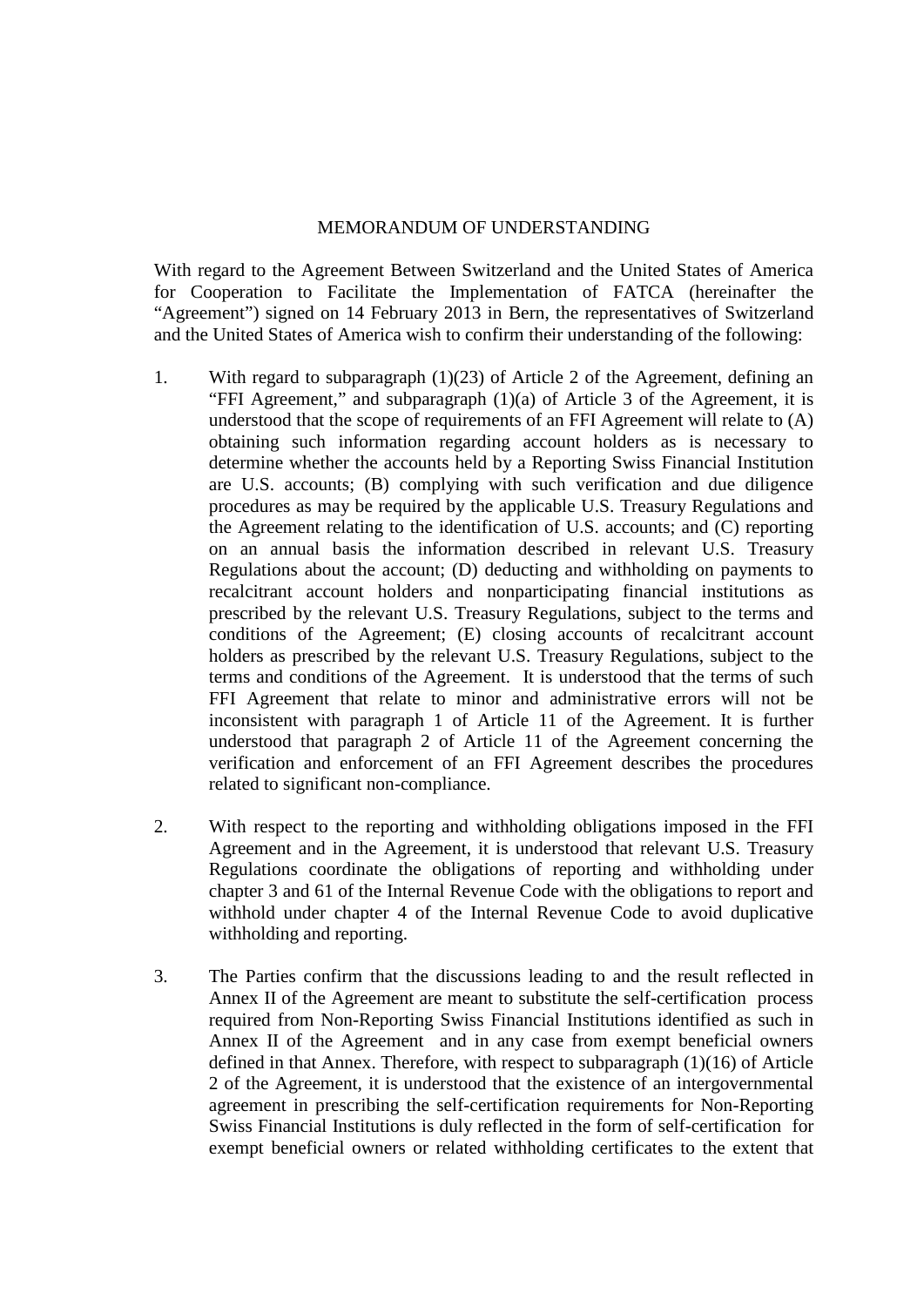# MEMORANDUM OF UNDERSTANDING

With regard to the Agreement Between Switzerland and the United States of America for Cooperation to Facilitate the Implementation of FATCA (hereinafter the "Agreement") signed on 14 February 2013 in Bern, the representatives of Switzerland and the United States of America wish to confirm their understanding of the following:

1. With regard to subparagraph (1)(23) of Article 2 of the Agreement, defining an "FFI Agreement," and subparagraph (1)(a) of Article 3 of the Agreement, it is understood that the scope of requirements of an FFI Agreement will relate to (A) obtaining such information regarding account holders as is necessary to determine whether the accounts held by a Reporting Swiss Financial Institution are U.S. accounts; (B) complying with such verification and due diligence procedures as may be required by the applicable U.S. Treasury Regulations and the Agreement relating to the identification of U.S. accounts; and (C) reporting on an annual basis the information described in relevant U.S. Treasury Regulations about the account; (D) deducting and withholding on payments to recalcitrant account holders and nonparticipating financial institutions as prescribed by the relevant U.S. Treasury Regulations, subject to the terms and conditions of the Agreement; (E) closing accounts of recalcitrant account holders as prescribed by the relevant U.S. Treasury Regulations, subject to the terms and conditions of the Agreement. It is understood that the terms of such FFI Agreement that relate to minor and administrative errors will not be inconsistent with paragraph 1 of Article 11 of the Agreement. It is further understood that paragraph 2 of Article 11 of the Agreement concerning the verification and enforcement of an FFI Agreement describes the procedures related to significant non-compliance.

2. With respect to the reporting and withholding obligations imposed in the FFI Agreement and in the Agreement, it is understood that relevant U.S. Treasury Regulations coordinate the obligations of reporting and withholding under chapter 3 and 61 of the Internal Revenue Code with the obligations to report and withhold under chapter 4 of the Internal Revenue Code to avoid duplicative withholding and reporting.

3. The Parties confirm that the discussions leading to and the result reflected in Annex II of the Agreement are meant to substitute the self-certification process required from Non-Reporting Swiss Financial Institutions identified as such in Annex II of the Agreement and in any case from exempt beneficial owners defined in that Annex. Therefore, with respect to subparagraph (1)(16) of Article 2 of the Agreement, it is understood that the existence of an intergovernmental agreement in prescribing the self-certification requirements for Non-Reporting Swiss Financial Institutions is duly reflected in the form of self-certification for exempt beneficial owners or related withholding certificates to the extent that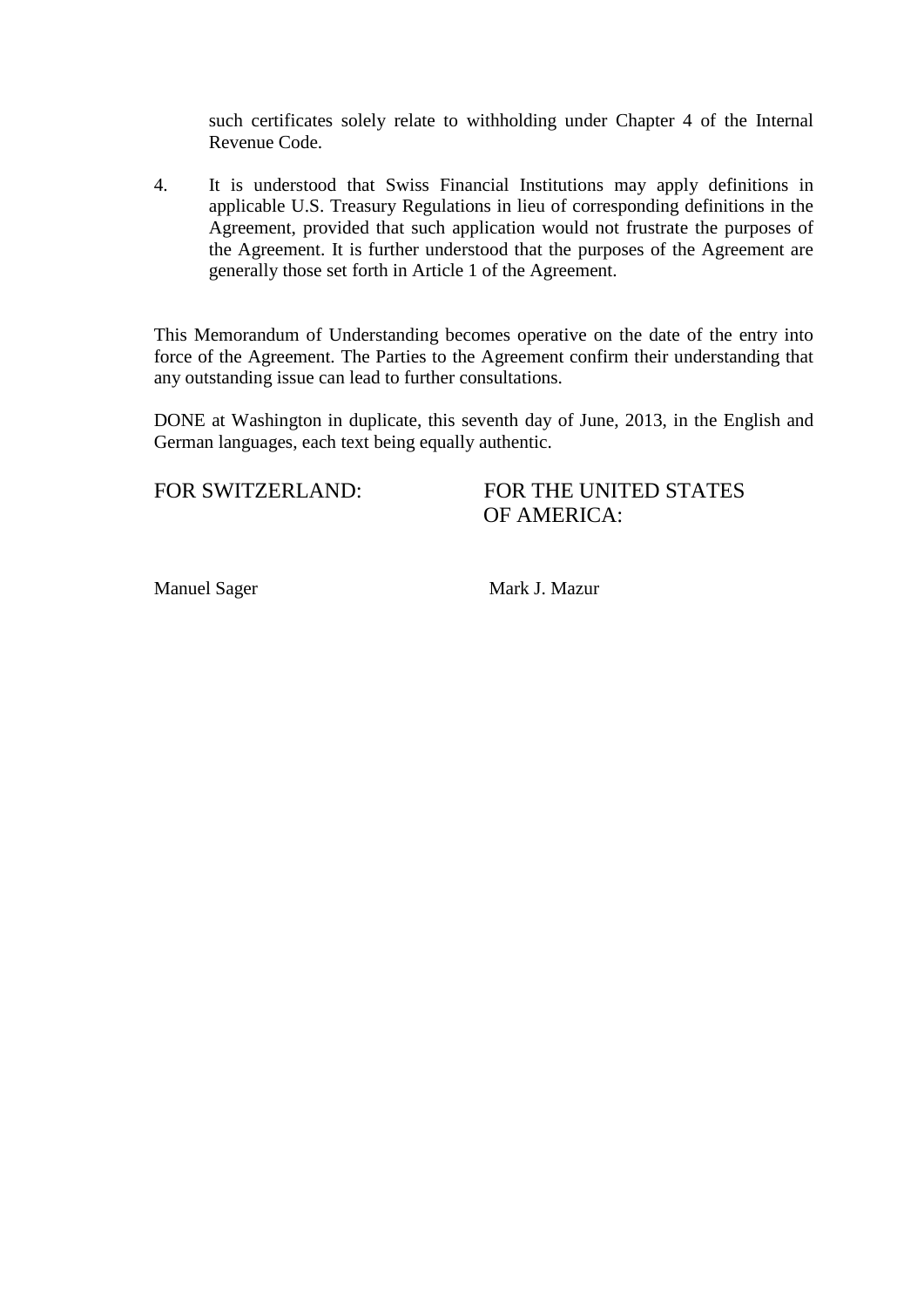such certificates solely relate to withholding under Chapter 4 of the Internal Revenue Code.

4. It is understood that Swiss Financial Institutions may apply definitions in applicable U.S. Treasury Regulations in lieu of corresponding definitions in the Agreement, provided that such application would not frustrate the purposes of the Agreement. It is further understood that the purposes of the Agreement are generally those set forth in Article 1 of the Agreement.

This Memorandum of Understanding becomes operative on the date of the entry into force of the Agreement. The Parties to the Agreement confirm their understanding that any outstanding issue can lead to further consultations.

DONE at Washington in duplicate, this seventh day of June, 2013, in the English and German languages, each text being equally authentic.

| | |
|---|---|
| FOR SWITZERLAND: | FOR THE UNITED STATES OF AMERICA: |
| Manuel Sager | Mark J. Mazur |